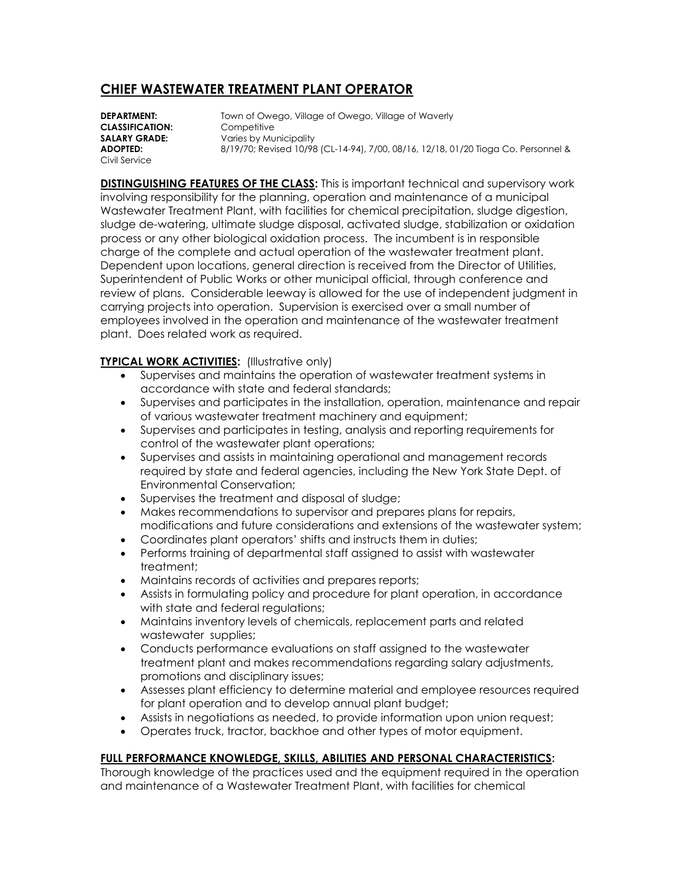# CHIEF WASTEWATER TREATMENT PLANT OPERATOR

**DEPARTMENT:** Town of Owego, Village of Owego, Village of Waverly
**CLASSIFICATION:** Competitive
**SALARY GRADE:** Varies by Municipality
**ADOPTED:** 8/19/70; Revised 10/98 (CL-14-94), 7/00, 08/16, 12/18, 01/20 Tioga Co. Personnel & Civil Service

**DISTINGUISHING FEATURES OF THE CLASS:** This is important technical and supervisory work involving responsibility for the planning, operation and maintenance of a municipal Wastewater Treatment Plant, with facilities for chemical precipitation, sludge digestion, sludge de-watering, ultimate sludge disposal, activated sludge, stabilization or oxidation process or any other biological oxidation process. The incumbent is in responsible charge of the complete and actual operation of the wastewater treatment plant. Dependent upon locations, general direction is received from the Director of Utilities, Superintendent of Public Works or other municipal official, through conference and review of plans. Considerable leeway is allowed for the use of independent judgment in carrying projects into operation. Supervision is exercised over a small number of employees involved in the operation and maintenance of the wastewater treatment plant. Does related work as required.

**TYPICAL WORK ACTIVITIES:** (Illustrative only)

- Supervises and maintains the operation of wastewater treatment systems in accordance with state and federal standards;
- Supervises and participates in the installation, operation, maintenance and repair of various wastewater treatment machinery and equipment;
- Supervises and participates in testing, analysis and reporting requirements for control of the wastewater plant operations;
- Supervises and assists in maintaining operational and management records required by state and federal agencies, including the New York State Dept. of Environmental Conservation;
- Supervises the treatment and disposal of sludge;
- Makes recommendations to supervisor and prepares plans for repairs, modifications and future considerations and extensions of the wastewater system;
- Coordinates plant operators' shifts and instructs them in duties;
- Performs training of departmental staff assigned to assist with wastewater treatment;
- Maintains records of activities and prepares reports;
- Assists in formulating policy and procedure for plant operation, in accordance with state and federal regulations;
- Maintains inventory levels of chemicals, replacement parts and related wastewater supplies;
- Conducts performance evaluations on staff assigned to the wastewater treatment plant and makes recommendations regarding salary adjustments, promotions and disciplinary issues;
- Assesses plant efficiency to determine material and employee resources required for plant operation and to develop annual plant budget;
- Assists in negotiations as needed, to provide information upon union request;
- Operates truck, tractor, backhoe and other types of motor equipment.

**FULL PERFORMANCE KNOWLEDGE, SKILLS, ABILITIES AND PERSONAL CHARACTERISTICS:**
Thorough knowledge of the practices used and the equipment required in the operation and maintenance of a Wastewater Treatment Plant, with facilities for chemical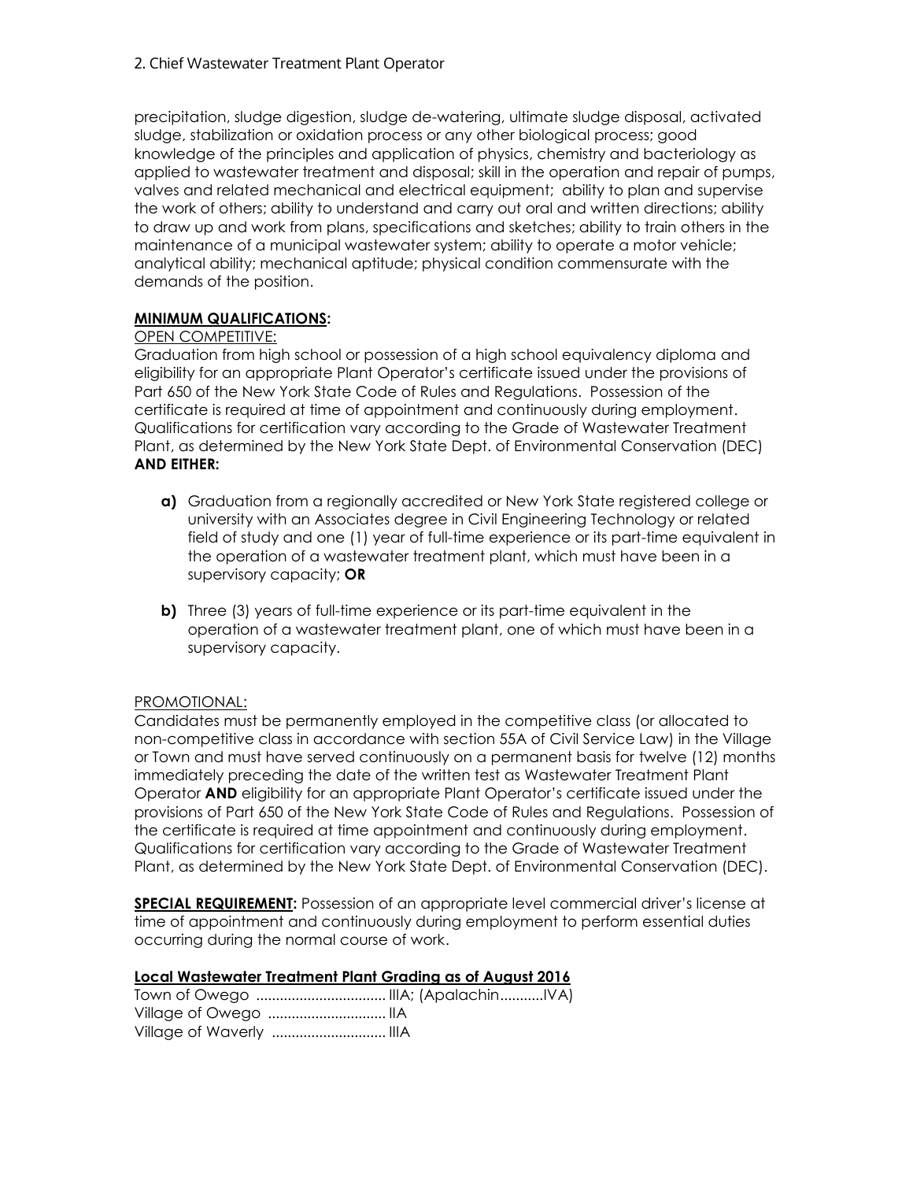precipitation, sludge digestion, sludge de-watering, ultimate sludge disposal, activated sludge, stabilization or oxidation process or any other biological process; good knowledge of the principles and application of physics, chemistry and bacteriology as applied to wastewater treatment and disposal; skill in the operation and repair of pumps, valves and related mechanical and electrical equipment; ability to plan and supervise the work of others; ability to understand and carry out oral and written directions; ability to draw up and work from plans, specifications and sketches; ability to train others in the maintenance of a municipal wastewater system; ability to operate a motor vehicle; analytical ability; mechanical aptitude; physical condition commensurate with the demands of the position.

**MINIMUM QUALIFICATIONS:**

OPEN COMPETITIVE:

Graduation from high school or possession of a high school equivalency diploma and eligibility for an appropriate Plant Operator's certificate issued under the provisions of Part 650 of the New York State Code of Rules and Regulations. Possession of the certificate is required at time of appointment and continuously during employment. Qualifications for certification vary according to the Grade of Wastewater Treatment Plant, as determined by the New York State Dept. of Environmental Conservation (DEC) **AND EITHER:**

- **a)** Graduation from a regionally accredited or New York State registered college or university with an Associates degree in Civil Engineering Technology or related field of study and one (1) year of full-time experience or its part-time equivalent in the operation of a wastewater treatment plant, which must have been in a supervisory capacity; **OR**

- **b)** Three (3) years of full-time experience or its part-time equivalent in the operation of a wastewater treatment plant, one of which must have been in a supervisory capacity.

PROMOTIONAL:

Candidates must be permanently employed in the competitive class (or allocated to non-competitive class in accordance with section 55A of Civil Service Law) in the Village or Town and must have served continuously on a permanent basis for twelve (12) months immediately preceding the date of the written test as Wastewater Treatment Plant Operator **AND** eligibility for an appropriate Plant Operator's certificate issued under the provisions of Part 650 of the New York State Code of Rules and Regulations. Possession of the certificate is required at time appointment and continuously during employment. Qualifications for certification vary according to the Grade of Wastewater Treatment Plant, as determined by the New York State Dept. of Environmental Conservation (DEC).

**SPECIAL REQUIREMENT:** Possession of an appropriate level commercial driver's license at time of appointment and continuously during employment to perform essential duties occurring during the normal course of work.

**Local Wastewater Treatment Plant Grading as of August 2016**

Town of Owego ................................ IIIA; (Apalachin...........IVA)
Village of Owego ............................. IIA
Village of Waverly ............................ IIIA